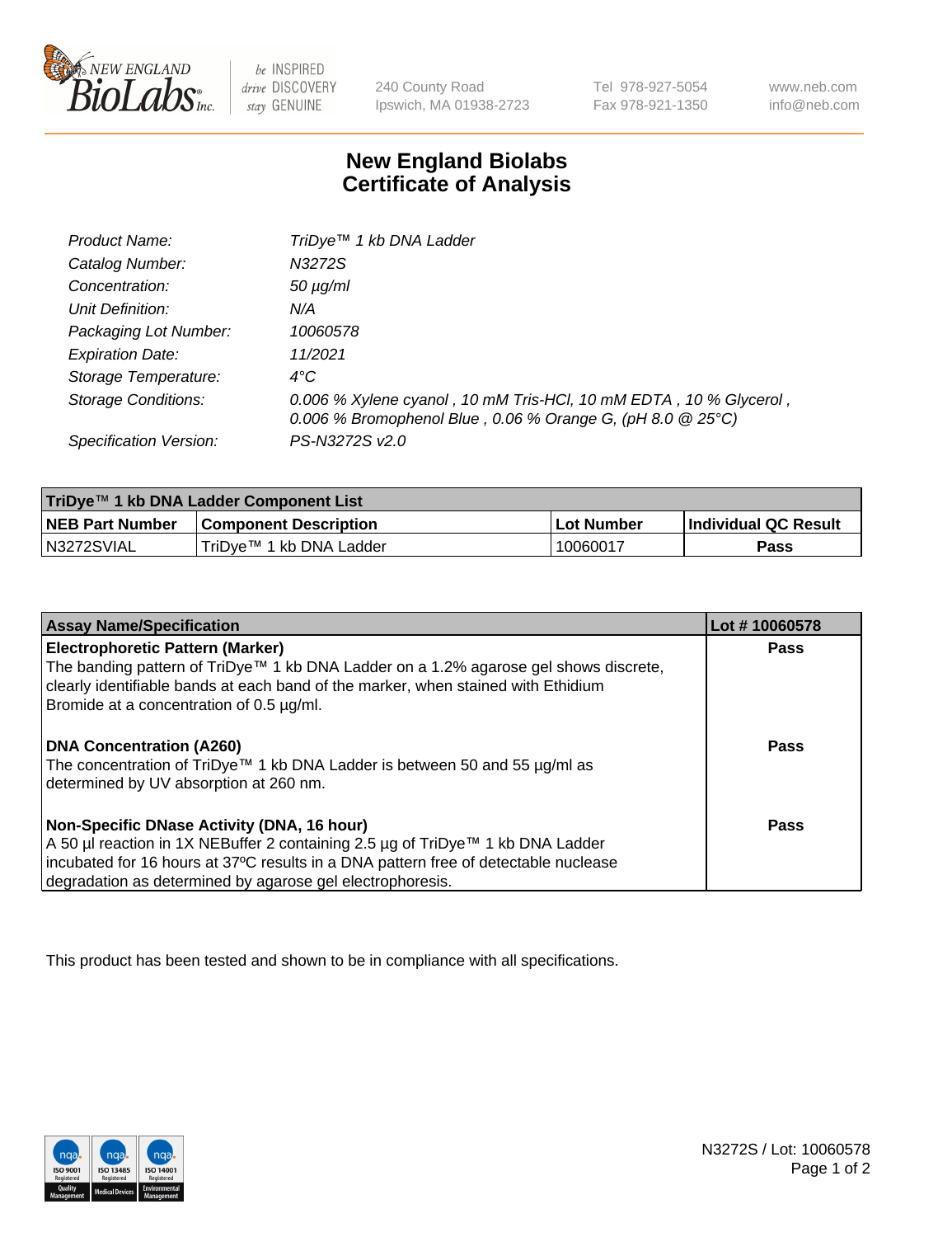# New England Biolabs Certificate of Analysis

| | |
|---|---|
| *Product Name:* | *TriDye™ 1 kb DNA Ladder* |
| *Catalog Number:* | *N3272S* |
| *Concentration:* | *50 µg/ml* |
| *Unit Definition:* | *N/A* |
| *Packaging Lot Number:* | *10060578* |
| *Expiration Date:* | *11/2021* |
| *Storage Temperature:* | *4°C* |
| *Storage Conditions:* | *0.006 % Xylene cyanol , 10 mM Tris-HCl, 10 mM EDTA , 10 % Glycerol , 0.006 % Bromophenol Blue , 0.06 % Orange G, (pH 8.0 @ 25°C)* |
| *Specification Version:* | *PS-N3272S v2.0* |

| TriDye™ 1 kb DNA Ladder Component List | | | |
|---|---|---|---|
| **NEB Part Number** | **Component Description** | **Lot Number** | **Individual QC Result** |
| N3272SVIAL | TriDye™ 1 kb DNA Ladder | 10060017 | **Pass** |

| Assay Name/Specification | Lot # 10060578 |
|---|---|
| **Electrophoretic Pattern (Marker)**<br>The banding pattern of TriDye™ 1 kb DNA Ladder on a 1.2% agarose gel shows discrete, clearly identifiable bands at each band of the marker, when stained with Ethidium Bromide at a concentration of 0.5 µg/ml. | **Pass** |
| **DNA Concentration (A260)**<br>The concentration of TriDye™ 1 kb DNA Ladder is between 50 and 55 µg/ml as determined by UV absorption at 260 nm. | **Pass** |
| **Non-Specific DNase Activity (DNA, 16 hour)**<br>A 50 µl reaction in 1X NEBuffer 2 containing 2.5 µg of TriDye™ 1 kb DNA Ladder incubated for 16 hours at 37ºC results in a DNA pattern free of detectable nuclease degradation as determined by agarose gel electrophoresis. | **Pass** |

This product has been tested and shown to be in compliance with all specifications.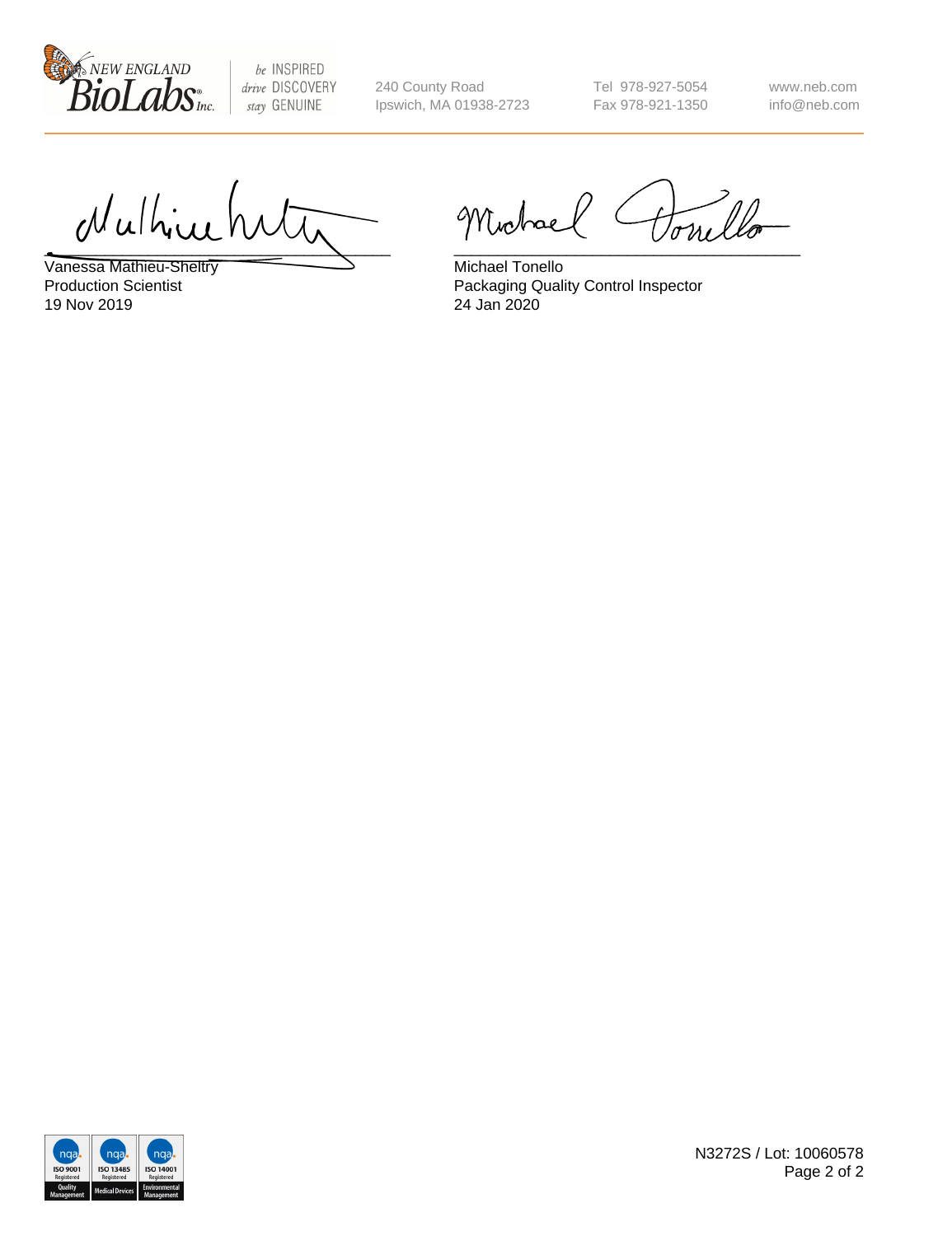Vanessa Mathieu-Sheltry
Production Scientist
19 Nov 2019

Michael Tonello
Packaging Quality Control Inspector
24 Jan 2020

N3272S / Lot: 10060578